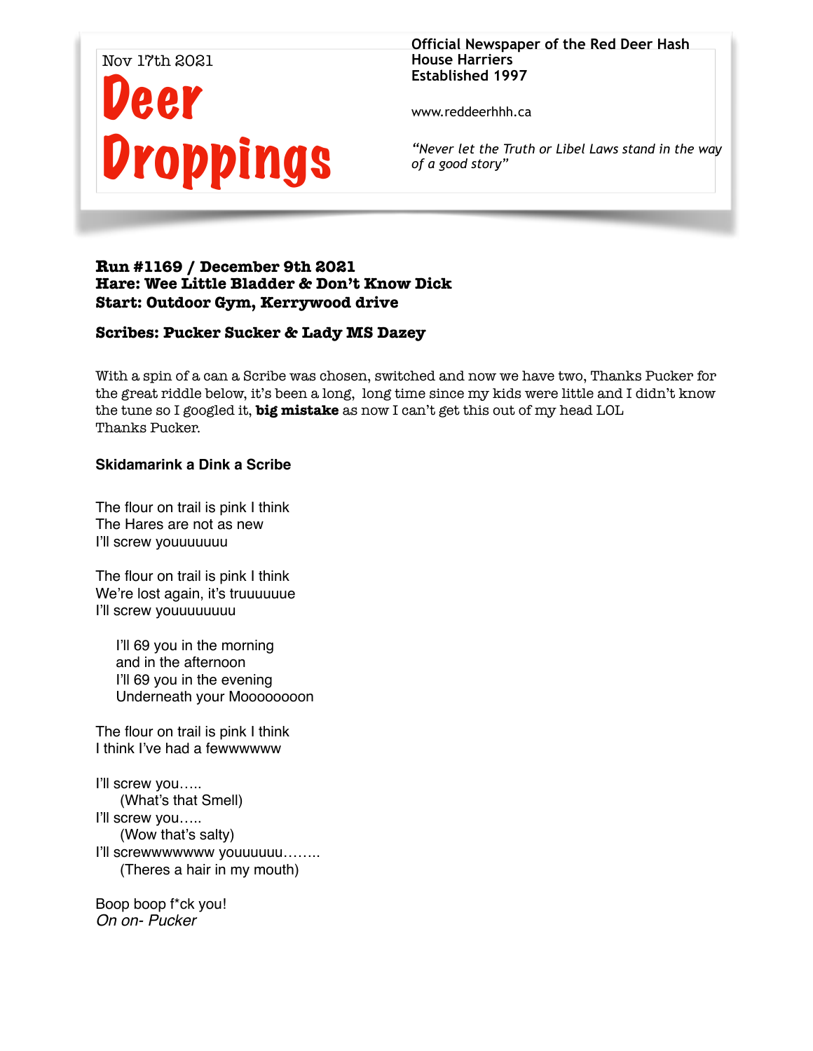Nov 17th 2021

# Deer Droppings

**Official Newspaper of the Red Deer Hash House Harriers**
**Established 1997**

www.reddeerhhh.ca

*"Never let the Truth or Libel Laws stand in the way of a good story"*

**Run #1169 / December 9th 2021**
**Hare: Wee Little Bladder & Don't Know Dick**
**Start: Outdoor Gym, Kerrywood drive**

**Scribes: Pucker Sucker & Lady MS Dazey**

With a spin of a can a Scribe was chosen, switched and now we have two, Thanks Pucker for the great riddle below, it's been a long, long time since my kids were little and I didn't know the tune so I googled it, **big mistake** as now I can't get this out of my head LOL
Thanks Pucker.

**Skidamarink a Dink a Scribe**

The flour on trail is pink I think
The Hares are not as new
I'll screw youuuuuuu

The flour on trail is pink I think
We're lost again, it's truuuuuue
I'll screw youuuuuuuu

I'll 69 you in the morning
and in the afternoon
I'll 69 you in the evening
Underneath your Mooooooon

The flour on trail is pink I think
I think I've had a fewwwwww

I'll screw you…..
(What's that Smell)
I'll screw you…..
(Wow that's salty)
I'll screwwwwwww youuuuuu……..
(Theres a hair in my mouth)

Boop boop f*ck you!
*On on- Pucker*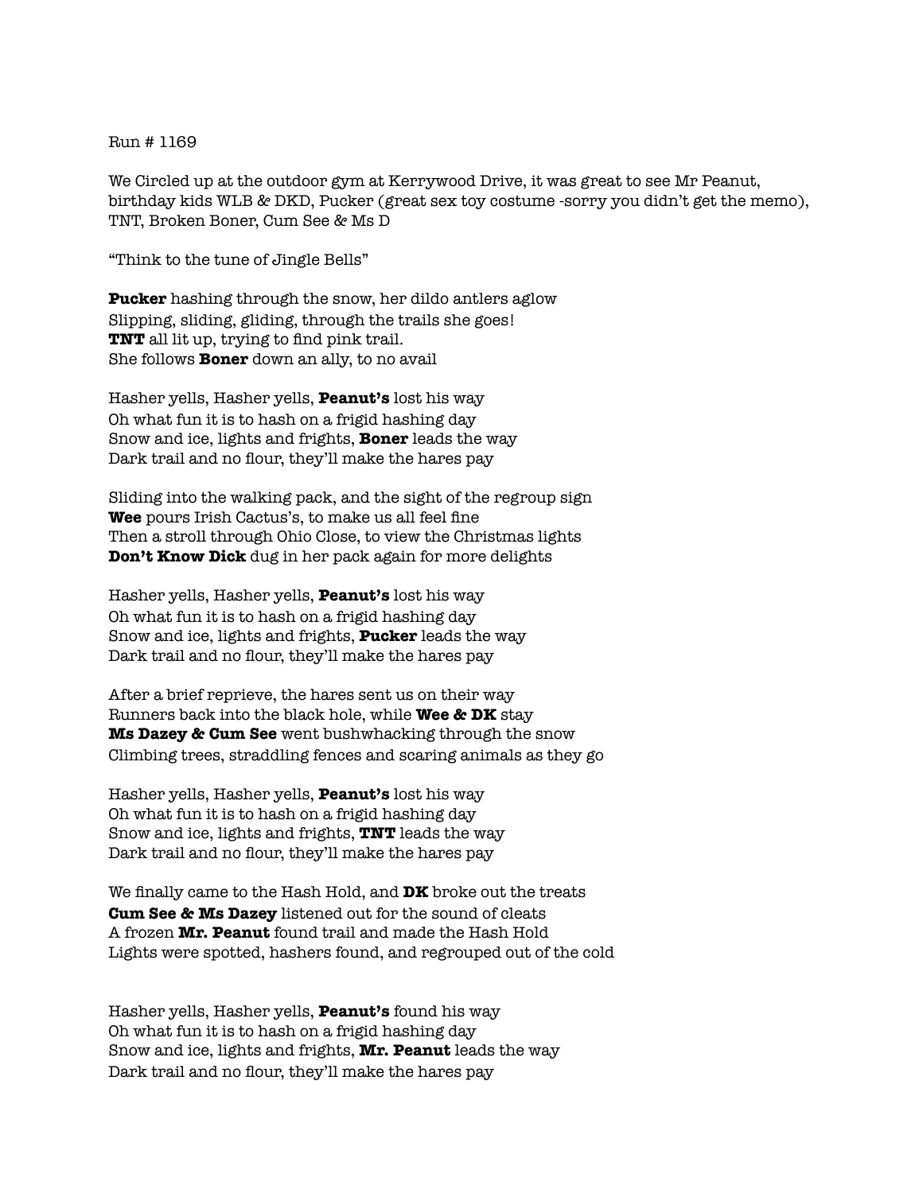Run # 1169

We Circled up at the outdoor gym at Kerrywood Drive, it was great to see Mr Peanut, birthday kids WLB & DKD, Pucker (great sex toy costume -sorry you didn't get the memo), TNT, Broken Boner, Cum See & Ms D

"Think to the tune of Jingle Bells"

**Pucker** hashing through the snow, her dildo antlers aglow
Slipping, sliding, gliding, through the trails she goes!
**TNT** all lit up, trying to find pink trail.
She follows **Boner** down an ally, to no avail

Hasher yells, Hasher yells, **Peanut's** lost his way
Oh what fun it is to hash on a frigid hashing day
Snow and ice, lights and frights, **Boner** leads the way
Dark trail and no flour, they'll make the hares pay

Sliding into the walking pack, and the sight of the regroup sign
**Wee** pours Irish Cactus's, to make us all feel fine
Then a stroll through Ohio Close, to view the Christmas lights
**Don't Know Dick** dug in her pack again for more delights

Hasher yells, Hasher yells, **Peanut's** lost his way
Oh what fun it is to hash on a frigid hashing day
Snow and ice, lights and frights, **Pucker** leads the way
Dark trail and no flour, they'll make the hares pay

After a brief reprieve, the hares sent us on their way
Runners back into the black hole, while **Wee & DK** stay
**Ms Dazey & Cum See** went bushwhacking through the snow
Climbing trees, straddling fences and scaring animals as they go

Hasher yells, Hasher yells, **Peanut's** lost his way
Oh what fun it is to hash on a frigid hashing day
Snow and ice, lights and frights, **TNT** leads the way
Dark trail and no flour, they'll make the hares pay

We finally came to the Hash Hold, and **DK** broke out the treats
**Cum See & Ms Dazey** listened out for the sound of cleats
A frozen **Mr. Peanut** found trail and made the Hash Hold
Lights were spotted, hashers found, and regrouped out of the cold

Hasher yells, Hasher yells, **Peanut's** found his way
Oh what fun it is to hash on a frigid hashing day
Snow and ice, lights and frights, **Mr. Peanut** leads the way
Dark trail and no flour, they'll make the hares pay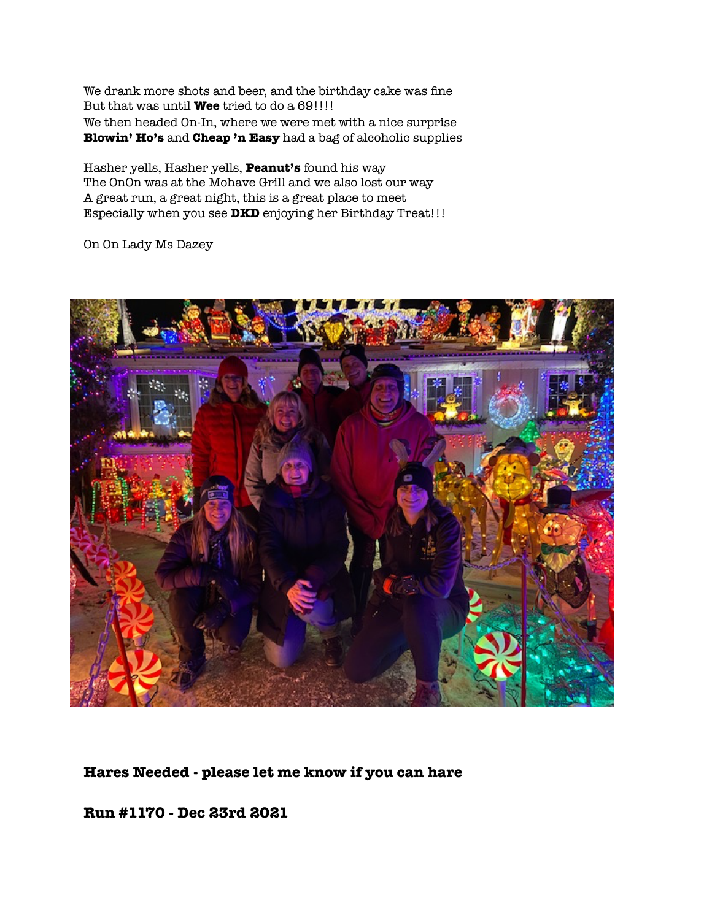We drank more shots and beer, and the birthday cake was fine
But that was until **Wee** tried to do a 69!!!!
We then headed On-In, where we were met with a nice surprise
**Blowin' Ho's** and **Cheap 'n Easy** had a bag of alcoholic supplies

Hasher yells, Hasher yells, **Peanut's** found his way
The OnOn was at the Mohave Grill and we also lost our way
A great run, a great night, this is a great place to meet
Especially when you see **DKD** enjoying her Birthday Treat!!!

On On Lady Ms Dazey

**Hares Needed - please let me know if you can hare**

**Run #1170 - Dec 23rd 2021**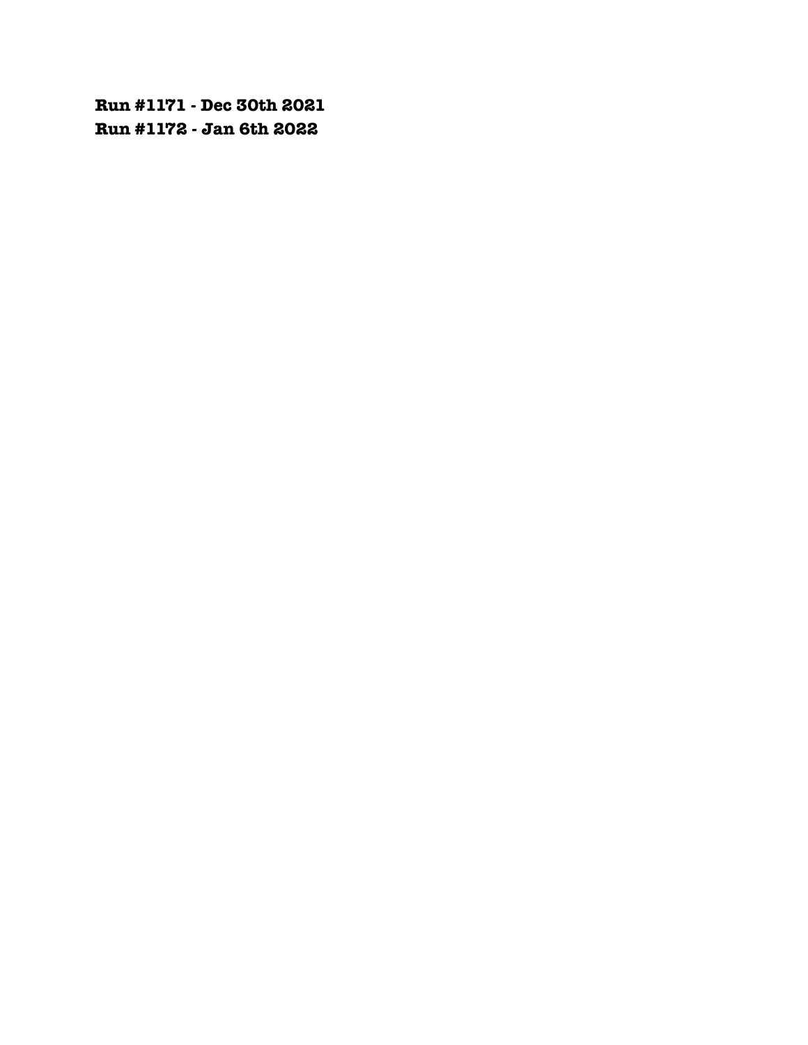**Run #1171 - Dec 30th 2021**
**Run #1172 - Jan 6th 2022**